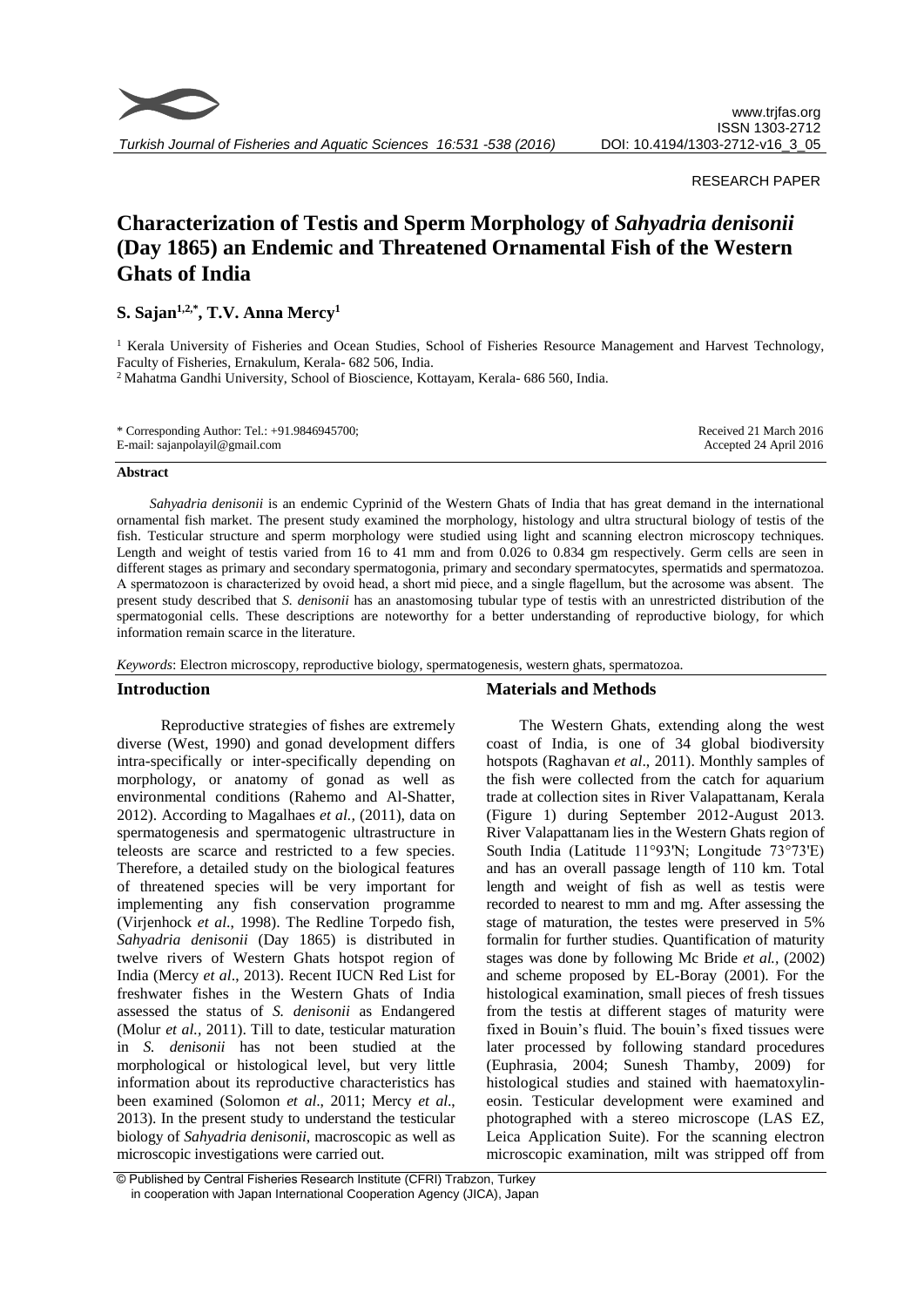RESEARCH PAPER

# Characterization of Testis and Sperm Morphology of *Sahyadria denisonii* (Day 1865) an Endemic and Threatened Ornamental Fish of the Western Ghats of India

**S. Sajan[1,2,*], T.V. Anna Mercy[1]**

[1] Kerala University of Fisheries and Ocean Studies, School of Fisheries Resource Management and Harvest Technology, Faculty of Fisheries, Ernakulum, Kerala- 682 506, India.

[2] Mahatma Gandhi University, School of Bioscience, Kottayam, Kerala- 686 560, India.

\* Corresponding Author: Tel.: +91.9846945700;
E-mail: sajanpolayil@gmail.com

Received 21 March 2016
Accepted 24 April 2016

#### Abstract

*Sahyadria denisonii* is an endemic Cyprinid of the Western Ghats of India that has great demand in the international ornamental fish market. The present study examined the morphology, histology and ultra structural biology of testis of the fish. Testicular structure and sperm morphology were studied using light and scanning electron microscopy techniques. Length and weight of testis varied from 16 to 41 mm and from 0.026 to 0.834 gm respectively. Germ cells are seen in different stages as primary and secondary spermatogonia, primary and secondary spermatocytes, spermatids and spermatozoa. A spermatozoon is characterized by ovoid head, a short mid piece, and a single flagellum, but the acrosome was absent. The present study described that *S. denisonii* has an anastomosing tubular type of testis with an unrestricted distribution of the spermatogonial cells. These descriptions are noteworthy for a better understanding of reproductive biology, for which information remain scarce in the literature.

*Keywords*: Electron microscopy, reproductive biology, spermatogenesis, western ghats, spermatozoa.

## Introduction

Reproductive strategies of fishes are extremely diverse (West, 1990) and gonad development differs intra-specifically or inter-specifically depending on morphology, or anatomy of gonad as well as environmental conditions (Rahemo and Al-Shatter, 2012). According to Magalhaes *et al.*, (2011), data on spermatogenesis and spermatogenic ultrastructure in teleosts are scarce and restricted to a few species. Therefore, a detailed study on the biological features of threatened species will be very important for implementing any fish conservation programme (Virjenhock *et al*., 1998). The Redline Torpedo fish, *Sahyadria denisonii* (Day 1865) is distributed in twelve rivers of Western Ghats hotspot region of India (Mercy *et al*., 2013). Recent IUCN Red List for freshwater fishes in the Western Ghats of India assessed the status of *S. denisonii* as Endangered (Molur *et al.,* 2011). Till to date, testicular maturation in *S. denisonii* has not been studied at the morphological or histological level, but very little information about its reproductive characteristics has been examined (Solomon *et al*., 2011; Mercy *et al*., 2013). In the present study to understand the testicular biology of *Sahyadria denisonii*, macroscopic as well as microscopic investigations were carried out.

## Materials and Methods

The Western Ghats, extending along the west coast of India, is one of 34 global biodiversity hotspots (Raghavan *et al*., 2011). Monthly samples of the fish were collected from the catch for aquarium trade at collection sites in River Valapattanam, Kerala (Figure 1) during September 2012-August 2013. River Valapattanam lies in the Western Ghats region of South India (Latitude 11°93'N; Longitude 73°73'E) and has an overall passage length of 110 km. Total length and weight of fish as well as testis were recorded to nearest to mm and mg. After assessing the stage of maturation, the testes were preserved in 5% formalin for further studies. Quantification of maturity stages was done by following Mc Bride *et al.*, (2002) and scheme proposed by EL-Boray (2001). For the histological examination, small pieces of fresh tissues from the testis at different stages of maturity were fixed in Bouin's fluid. The bouin's fixed tissues were later processed by following standard procedures (Euphrasia, 2004; Sunesh Thamby, 2009) for histological studies and stained with haematoxylin-eosin. Testicular development were examined and photographed with a stereo microscope (LAS EZ, Leica Application Suite). For the scanning electron microscopic examination, milt was stripped off from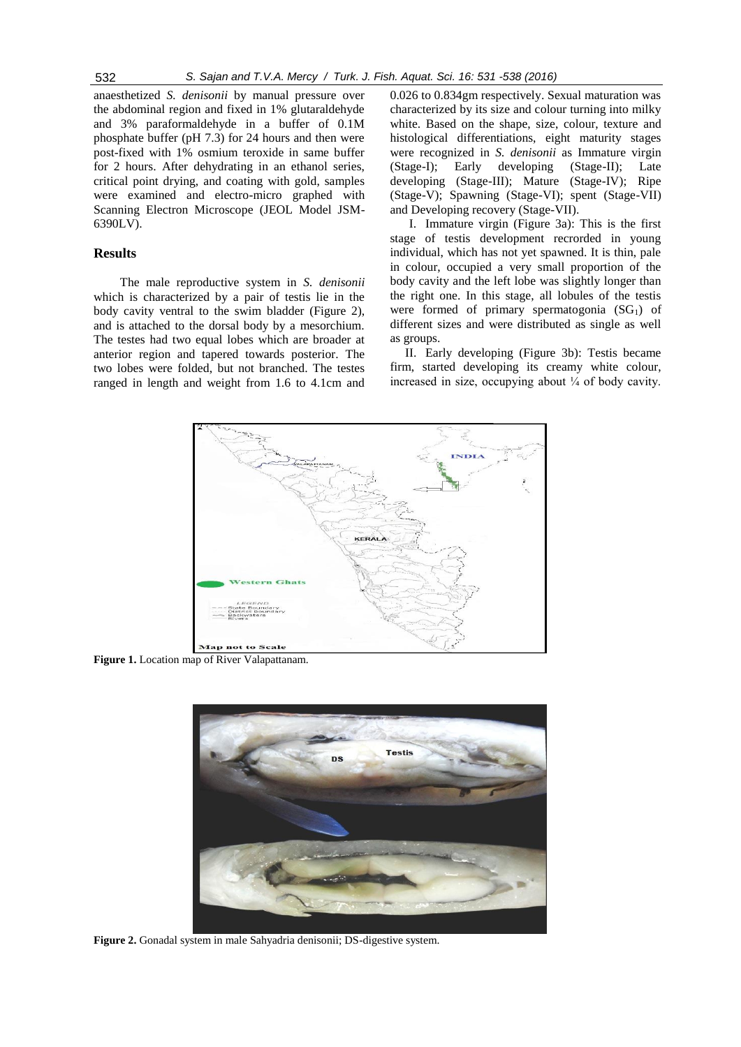anaesthetized *S. denisonii* by manual pressure over the abdominal region and fixed in 1% glutaraldehyde and 3% paraformaldehyde in a buffer of 0.1M phosphate buffer (pH 7.3) for 24 hours and then were post-fixed with 1% osmium teroxide in same buffer for 2 hours. After dehydrating in an ethanol series, critical point drying, and coating with gold, samples were examined and electro-micro graphed with Scanning Electron Microscope (JEOL Model JSM-6390LV).

## Results

The male reproductive system in *S. denisonii* which is characterized by a pair of testis lie in the body cavity ventral to the swim bladder (Figure 2), and is attached to the dorsal body by a mesorchium. The testes had two equal lobes which are broader at anterior region and tapered towards posterior. The two lobes were folded, but not branched. The testes ranged in length and weight from 1.6 to 4.1cm and 0.026 to 0.834gm respectively. Sexual maturation was characterized by its size and colour turning into milky white. Based on the shape, size, colour, texture and histological differentiations, eight maturity stages were recognized in *S. denisonii* as Immature virgin (Stage-I); Early developing (Stage-II); Late developing (Stage-III); Mature (Stage-IV); Ripe (Stage-V); Spawning (Stage-VI); spent (Stage-VII) and Developing recovery (Stage-VII).

I. Immature virgin (Figure 3a): This is the first stage of testis development recrorded in young individual, which has not yet spawned. It is thin, pale in colour, occupied a very small proportion of the body cavity and the left lobe was slightly longer than the right one. In this stage, all lobules of the testis were formed of primary spermatogonia ($SG_1$) of different sizes and were distributed as single as well as groups.

II. Early developing (Figure 3b): Testis became firm, started developing its creamy white colour, increased in size, occupying about ¼ of body cavity.

Figure 1. Location map of River Valapattanam.

Figure 2. Gonadal system in male Sahyadria denisonii; DS-digestive system.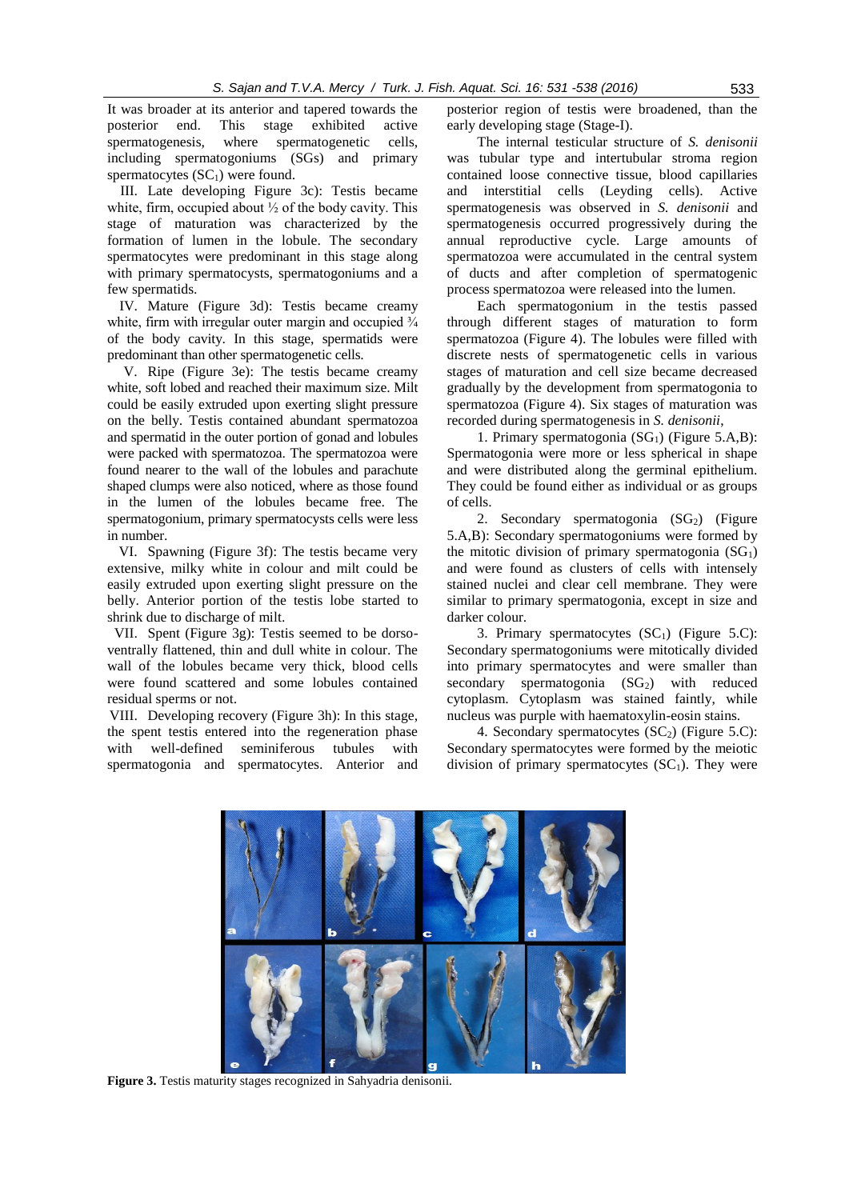It was broader at its anterior and tapered towards the posterior end. This stage exhibited active spermatogenesis, where spermatogenetic cells, including spermatogoniums (SGs) and primary spermatocytes ($SC_1$) were found.

III. Late developing Figure 3c): Testis became white, firm, occupied about ½ of the body cavity. This stage of maturation was characterized by the formation of lumen in the lobule. The secondary spermatocytes were predominant in this stage along with primary spermatocysts, spermatogoniums and a few spermatids.

IV. Mature (Figure 3d): Testis became creamy white, firm with irregular outer margin and occupied ¾ of the body cavity. In this stage, spermatids were predominant than other spermatogenetic cells.

V. Ripe (Figure 3e): The testis became creamy white, soft lobed and reached their maximum size. Milt could be easily extruded upon exerting slight pressure on the belly. Testis contained abundant spermatozoa and spermatid in the outer portion of gonad and lobules were packed with spermatozoa. The spermatozoa were found nearer to the wall of the lobules and parachute shaped clumps were also noticed, where as those found in the lumen of the lobules became free. The spermatogonium, primary spermatocysts cells were less in number.

VI. Spawning (Figure 3f): The testis became very extensive, milky white in colour and milt could be easily extruded upon exerting slight pressure on the belly. Anterior portion of the testis lobe started to shrink due to discharge of milt.

VII. Spent (Figure 3g): Testis seemed to be dorso-ventrally flattened, thin and dull white in colour. The wall of the lobules became very thick, blood cells were found scattered and some lobules contained residual sperms or not.

VIII. Developing recovery (Figure 3h): In this stage, the spent testis entered into the regeneration phase with well-defined seminiferous tubules with spermatogonia and spermatocytes. Anterior and posterior region of testis were broadened, than the early developing stage (Stage-I).

The internal testicular structure of *S. denisonii* was tubular type and intertubular stroma region contained loose connective tissue, blood capillaries and interstitial cells (Leyding cells). Active spermatogenesis was observed in *S. denisonii* and spermatogenesis occurred progressively during the annual reproductive cycle. Large amounts of spermatozoa were accumulated in the central system of ducts and after completion of spermatogenic process spermatozoa were released into the lumen.

Each spermatogonium in the testis passed through different stages of maturation to form spermatozoa (Figure 4). The lobules were filled with discrete nests of spermatogenetic cells in various stages of maturation and cell size became decreased gradually by the development from spermatogonia to spermatozoa (Figure 4). Six stages of maturation was recorded during spermatogenesis in *S. denisonii*,

1. Primary spermatogonia ($SG_1$) (Figure 5.A,B): Spermatogonia were more or less spherical in shape and were distributed along the germinal epithelium. They could be found either as individual or as groups of cells.

2. Secondary spermatogonia ($SG_2$) (Figure 5.A,B): Secondary spermatogoniums were formed by the mitotic division of primary spermatogonia ($SG_1$) and were found as clusters of cells with intensely stained nuclei and clear cell membrane. They were similar to primary spermatogonia, except in size and darker colour.

3. Primary spermatocytes ($SC_1$) (Figure 5.C): Secondary spermatogoniums were mitotically divided into primary spermatocytes and were smaller than secondary spermatogonia ($SG_2$) with reduced cytoplasm. Cytoplasm was stained faintly, while nucleus was purple with haematoxylin-eosin stains.

4. Secondary spermatocytes ($SC_2$) (Figure 5.C): Secondary spermatocytes were formed by the meiotic division of primary spermatocytes ($SC_1$). They were

**Figure 3.** Testis maturity stages recognized in Sahyadria denisonii.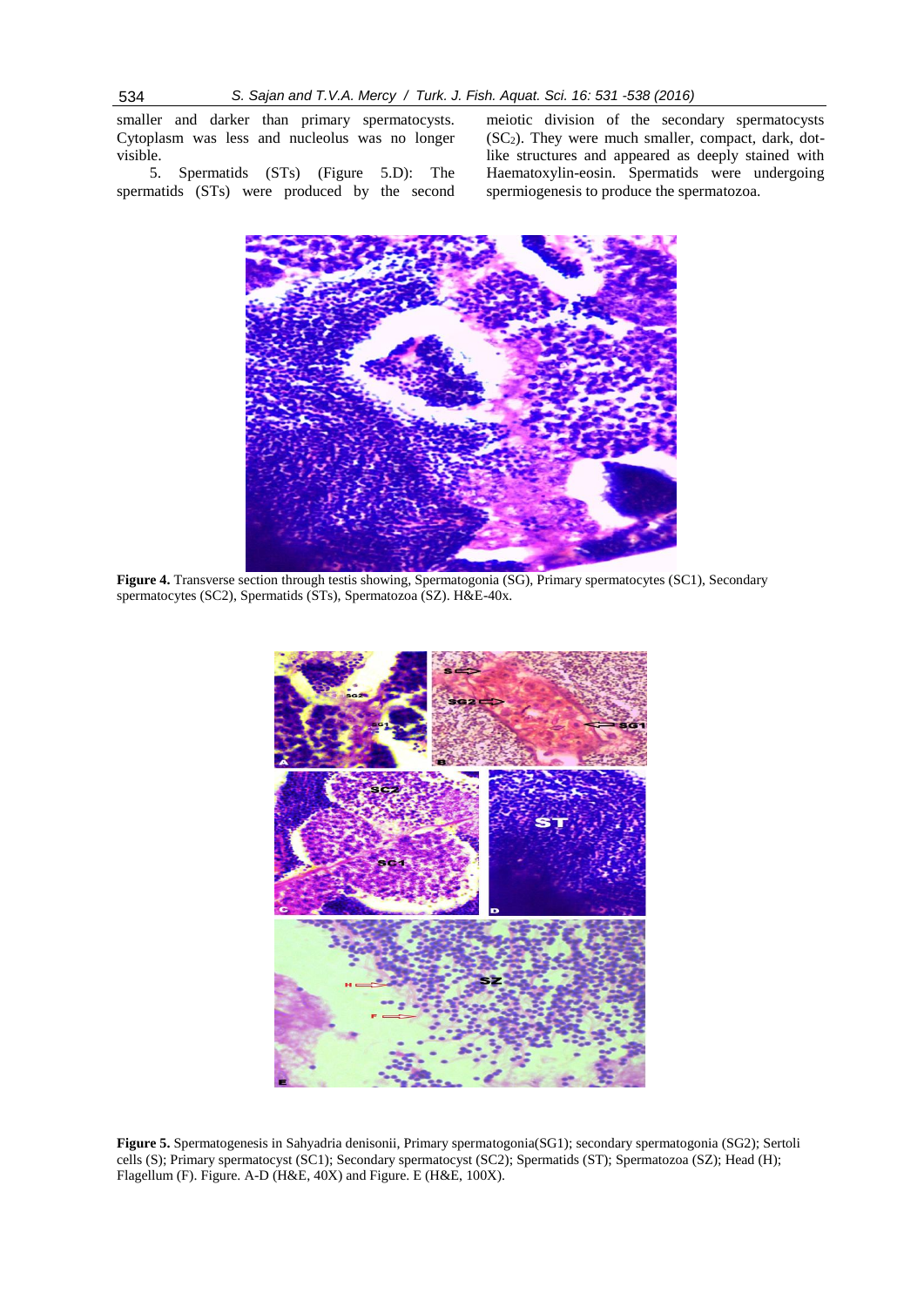smaller and darker than primary spermatocysts. Cytoplasm was less and nucleolus was no longer visible.

5. Spermatids (STs) (Figure 5.D): The spermatids (STs) were produced by the second meiotic division of the secondary spermatocysts ($SC_2$). They were much smaller, compact, dark, dot-like structures and appeared as deeply stained with Haematoxylin-eosin. Spermatids were undergoing spermiogenesis to produce the spermatozoa.

**Figure 4.** Transverse section through testis showing, Spermatogonia (SG), Primary spermatocytes (SC1), Secondary spermatocytes (SC2), Spermatids (STs), Spermatozoa (SZ). H&E-40x.

**Figure 5.** Spermatogenesis in Sahyadria denisonii, Primary spermatogonia(SG1); secondary spermatogonia (SG2); Sertoli cells (S); Primary spermatocyst (SC1); Secondary spermatocyst (SC2); Spermatids (ST); Spermatozoa (SZ); Head (H); Flagellum (F). Figure. A-D (H&E, 40X) and Figure. E (H&E, 100X).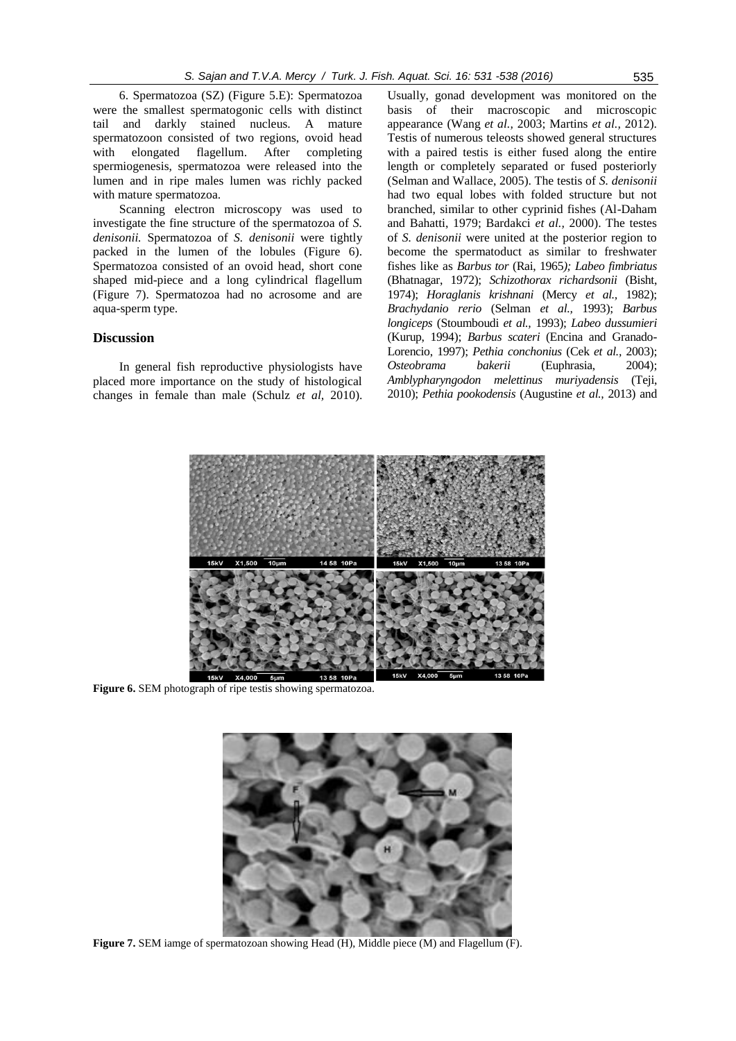6. Spermatozoa (SZ) (Figure 5.E): Spermatozoa were the smallest spermatogonic cells with distinct tail and darkly stained nucleus. A mature spermatozoon consisted of two regions, ovoid head with elongated flagellum. After completing spermiogenesis, spermatozoa were released into the lumen and in ripe males lumen was richly packed with mature spermatozoa.

Scanning electron microscopy was used to investigate the fine structure of the spermatozoa of *S. denisonii.* Spermatozoa of *S. denisonii* were tightly packed in the lumen of the lobules (Figure 6). Spermatozoa consisted of an ovoid head, short cone shaped mid-piece and a long cylindrical flagellum (Figure 7). Spermatozoa had no acrosome and are aqua-sperm type.

## Discussion

In general fish reproductive physiologists have placed more importance on the study of histological changes in female than male (Schulz *et al,* 2010). Usually, gonad development was monitored on the basis of their macroscopic and microscopic appearance (Wang *et al.,* 2003; Martins *et al.,* 2012). Testis of numerous teleosts showed general structures with a paired testis is either fused along the entire length or completely separated or fused posteriorly (Selman and Wallace, 2005). The testis of *S. denisonii* had two equal lobes with folded structure but not branched, similar to other cyprinid fishes (Al-Daham and Bahatti, 1979; Bardakci *et al.,* 2000). The testes of *S. denisonii* were united at the posterior region to become the spermatoduct as similar to freshwater fishes like as *Barbus tor* (Rai, 1965*); Labeo fimbriatus* (Bhatnagar, 1972); *Schizothorax richardsonii* (Bisht, 1974); *Horaglanis krishnani* (Mercy *et al.,* 1982); *Brachydanio rerio* (Selman *et al.,* 1993); *Barbus longiceps* (Stoumboudi *et al.,* 1993); *Labeo dussumieri* (Kurup, 1994); *Barbus scateri* (Encina and Granado-Lorencio, 1997); *Pethia conchonius* (Cek *et al.,* 2003); *Osteobrama bakerii* (Euphrasia, 2004); *Amblypharyngodon melettinus muriyadensis* (Teji, 2010); *Pethia pookodensis* (Augustine *et al.,* 2013) and

**Figure 6.** SEM photograph of ripe testis showing spermatozoa.

**Figure 7.** SEM iamge of spermatozoan showing Head (H), Middle piece (M) and Flagellum (F).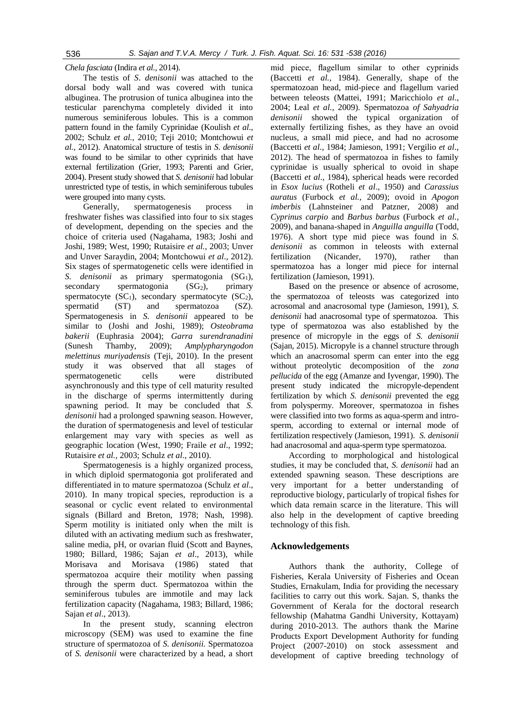*Chela fasciata* (Indira *et al.,* 2014).

The testis of *S. denisonii* was attached to the dorsal body wall and was covered with tunica albuginea. The protrusion of tunica albuginea into the testicular parenchyma completely divided it into numerous seminiferous lobules. This is a common pattern found in the family Cyprinidae (Koulish *et al*., 2002; Schulz *et al.,* 2010; Teji 2010; Montchowui *et al.,* 2012). Anatomical structure of testis in *S. denisonii* was found to be similar to other cyprinids that have external fertilization (Grier, 1993; Parenti and Grier, 2004). Present study showed that *S. denisonii* had lobular unrestricted type of testis, in which seminiferous tubules were grouped into many cysts.

Generally, spermatogenesis process in freshwater fishes was classified into four to six stages of development, depending on the species and the choice of criteria used (Nagahama, 1983; Joshi and Joshi, 1989; West, 1990; Rutaisire *et al.,* 2003; Unver and Unver Saraydin, 2004; Montchowui *et al*., 2012). Six stages of spermatogenetic cells were identified in *S. denisonii* as primary spermatogonia ($SG_1$), secondary spermatogonia ($SG_2$), primary spermatocyte ($SC_1$), secondary spermatocyte ($SC_2$), spermatid (ST) and spermatozoa (SZ). Spermatogenesis in *S. denisonii* appeared to be similar to (Joshi and Joshi, 1989); *Osteobrama bakerii* (Euphrasia 2004); *Garra surendranadini* (Sunesh Thamby, 2009); *Amplypharyngodon melettinus muriyadensis* (Teji, 2010). In the present study it was observed that all stages of spermatogenetic cells were distributed asynchronously and this type of cell maturity resulted in the discharge of sperms intermittently during spawning period. It may be concluded that *S. denisonii* had a prolonged spawning season. However, the duration of spermatogenesis and level of testicular enlargement may vary with species as well as geographic location (West, 1990; Fraile *et al*., 1992; Rutaisire *et al.,* 2003; Schulz *et al*., 2010).

Spermatogenesis is a highly organized process, in which diploid spermatogonia got proliferated and differentiated in to mature spermatozoa (Schulz *et al*., 2010). In many tropical species, reproduction is a seasonal or cyclic event related to environmental signals (Billard and Breton, 1978; Nash, 1998). Sperm motility is initiated only when the milt is diluted with an activating medium such as freshwater, saline media, pH, or ovarian fluid (Scott and Baynes, 1980; Billard, 1986; Sajan *et al*., 2013), while Morisava and Morisava (1986) stated that spermatozoa acquire their motility when passing through the sperm duct. Spermatozoa within the seminiferous tubules are immotile and may lack fertilization capacity (Nagahama, 1983; Billard, 1986; Sajan *et al*., 2013).

In the present study, scanning electron microscopy (SEM) was used to examine the fine structure of spermatozoa of *S. denisonii.* Spermatozoa of *S. denisonii* were characterized by a head, a short mid piece, flagellum similar to other cyprinids (Baccetti *et al.,* 1984). Generally, shape of the spermatozoan head, mid-piece and flagellum varied between teleosts (Mattei, 1991; Maricchiolo *et al*., 2004; Leal *et al.,* 2009). Spermatozoa *of Sahyadria denisonii* showed the typical organization of externally fertilizing fishes, as they have an ovoid nucleus, a small mid piece, and had no acrosome (Baccetti *et al*., 1984; Jamieson, 1991; Vergilio *et al*., 2012). The head of spermatozoa in fishes to family cyprinidae is usually spherical to ovoid in shape (Baccetti *et al*., 1984), spherical heads were recorded in *Esox lucius* (Rotheli *et al*., 1950) and *Carassius auratus* (Furbock *et al.,* 2009); ovoid in *Apogon imberbis* (Lahnsteiner and Patzner, 2008) and *Cyprinus carpio* and *Barbus barbus* (Furbock *et al.,* 2009), and banana-shaped in *Anguilla anguilla* (Todd, 1976). A short type mid piece was found in *S. denisonii* as common in teleosts with external fertilization (Nicander, 1970), rather than spermatozoa has a longer mid piece for internal fertilization (Jamieson, 1991).

Based on the presence or absence of acrosome, the spermatozoa of teleosts was categorized into acrosomal and anacrosomal type (Jamieson, 1991), *S. denisonii* had anacrosomal type of spermatozoa. This type of spermatozoa was also established by the presence of micropyle in the eggs of *S. denisonii* (Sajan, 2015). Micropyle is a channel structure through which an anacrosomal sperm can enter into the egg without proteolytic decomposition of the *zona pellucida* of the egg (Amanze and Iyvengar, 1990). The present study indicated the micropyle-dependent fertilization by which *S. denisonii* prevented the egg from polyspermy. Moreover, spermatozoa in fishes were classified into two forms as aqua-sperm and intro-sperm, according to external or internal mode of fertilization respectively (Jamieson, 1991). *S. denisonii* had anacrosomal and aqua-sperm type spermatozoa.

According to morphological and histological studies, it may be concluded that, *S. denisonii* had an extended spawning season. These descriptions are very important for a better understanding of reproductive biology, particularly of tropical fishes for which data remain scarce in the literature. This will also help in the development of captive breeding technology of this fish.

## Acknowledgements

Authors thank the authority, College of Fisheries, Kerala University of Fisheries and Ocean Studies, Ernakulam, India for providing the necessary facilities to carry out this work. Sajan. S, thanks the Government of Kerala for the doctoral research fellowship (Mahatma Gandhi University, Kottayam) during 2010-2013. The authors thank the Marine Products Export Development Authority for funding Project (2007-2010) on stock assessment and development of captive breeding technology of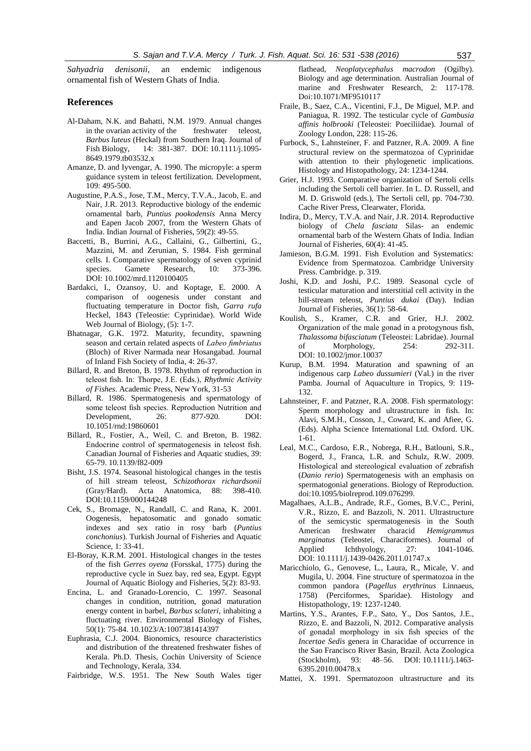*Sahyadria denisonii*, an endemic indigenous ornamental fish of Western Ghats of India.

## References

Al-Daham, N.K. and Bahatti, N.M. 1979. Annual changes in the ovarian activity of the freshwater teleost, *Barbus luteus* (Heckal) from Southern Iraq. Journal of Fish Biology, 14: 381-387. DOI: 10.1111/j.1095-8649.1979.tb03532.x

Amanze, D. and Iyvengar, A. 1990. The micropyle: a sperm guidance system in teleost fertilization. Development, 109: 495-500.

Augustine, P.A.S., Jose, T.M., Mercy, T.V.A., Jacob, E. and Nair, J.R. 2013. Reproductive biology of the endemic ornamental barb, *Puntius pookodensis* Anna Mercy and Eapen Jacob 2007, from the Western Ghats of India. Indian Journal of Fisheries, 59(2): 49-55.

Baccetti, B., Burrini, A.G., Callaini, G., Gilbertini, G., Mazzini, M. and Zerunian, S. 1984. Fish germinal cells. I. Comparative spermatology of seven cyprinid species. Gamete Research, 10: 373-396. DOI: 10.1002/mrd.1120100405

Bardakci, I., Ozansoy, U. and Koptage, E. 2000. A comparison of oogenesis under constant and fluctuating temperature in Doctor fish, *Garra rufa* Heckel, 1843 (Teleostie: Cyprinidae). World Wide Web Journal of Biology, (5): 1-7.

Bhatnagar, G.K. 1972. Maturity, fecundity, spawning season and certain related aspects of *Labeo fimbriatus* (Bloch) of River Narmada near Hosangabad. Journal of Inland Fish Society of India, 4: 26-37.

Billard, R. and Breton, B. 1978. Rhythm of reproduction in teleost fish. In: Thorpe, J.E. (Eds.), *Rhythmic Activity of Fishes*. Academic Press, New York, 31-53

Billard, R. 1986. Spermatogenesis and spermatology of some teleost fish species. Reproduction Nutrition and Development, 26: 877-920. DOI: 10.1051/rnd:19860601

Billard, R., Fostier, A., Weil, C. and Breton, B. 1982. Endocrine control of spermatogenesis in teleost fish. Canadian Journal of Fisheries and Aquatic studies, 39: 65-79. 10.1139/f82-009

Bisht, J.S. 1974. Seasonal histological changes in the testis of hill stream teleost, *Schizothorax richardsonii* (Gray/Hard). Acta Anatomica, 88: 398-410. DOI:10.1159/000144248

Cek, S., Bromage, N., Randall, C. and Rana, K. 2001. Oogenesis, hepatosomatic and gonado somatic indexes and sex ratio in rosy barb (*Puntius conchonius*). Turkish Journal of Fisheries and Aquatic Science, 1: 33-41.

El-Boray, K.R.M. 2001. Histological changes in the testes of the fish *Gerres oyena* (Forsskal, 1775) during the reproductive cycle in Suez bay, red sea, Egypt. Egypt Journal of Aquatic Biology and Fisheries, 5(2): 83-93.

Encina, L. and Granado-Lorencio, C. 1997. Seasonal changes in condition, nutrition, gonad maturation energy content in barbel, *Barbus sclateri*, inhabiting a fluctuating river. Environmental Biology of Fishes, 50(1): 75-84. 10.1023/A:1007381414397

Euphrasia, C.J. 2004. Bionomics, resource characteristics and distribution of the threatened freshwater fishes of Kerala. Ph.D. Thesis, Cochin University of Science and Technology, Kerala, 334.

Fairbridge, W.S. 1951. The New South Wales tiger flathead, *Neoplatycephalus macrodon* (Ogilby). Biology and age determination. Australian Journal of marine and Freshwater Research, 2: 117-178. Doi:10.1071/MF9510117

Fraile, B., Saez, C.A., Vicentini, F.J., De Miguel, M.P. and Paniagua, R. 1992. The testicular cycle of *Gambusia affinis holbrooki* (Teleostei: Poeciliidae). Journal of Zoology London, 228: 115-26.

Furbock, S., Lahnsteiner, F. and Patzner, R.A. 2009. A fine structural review on the spermatozoa of Cyprinidae with attention to their phylogenetic implications. Histology and Histopathology, 24: 1234-1244.

Grier, H.J. 1993. Comparative organization of Sertoli cells including the Sertoli cell barrier. In L. D. Russell, and M. D. Griswold (eds.), The Sertoli cell, pp. 704-730. Cache River Press, Clearwater, Florida.

Indira, D., Mercy, T.V.A. and Nair, J.R. 2014. Reproductive biology of *Chela fasciata* Silas- an endemic ornamental barb of the Western Ghats of India. Indian Journal of Fisheries, 60(4): 41-45.

Jamieson, B.G.M. 1991. Fish Evolution and Systematics: Evidence from Spermatozoa. Cambridge University Press. Cambridge. p. 319.

Joshi, K.D. and Joshi, P.C. 1989. Seasonal cycle of testicular maturation and interstitial cell activity in the hill-stream teleost, *Puntius dukai* (Day). Indian Journal of Fisheries, 36(1): 58-64.

Koulish, S., Kramer, C.R. and Grier, H.J. 2002. Organization of the male gonad in a protogynous fish, *Thalassoma bifasciatum* (Teleostei: Labridae). Journal of Morphology, 254: 292-311. DOI: 10.1002/jmor.10037

Kurup, B.M. 1994. Maturation and spawning of an indigenous carp *Labeo dussumieri* (Val.) in the river Pamba. Journal of Aquaculture in Tropics, 9: 119-132.

Lahnsteiner, F. and Patzner, R.A. 2008. Fish spermatology: Sperm morphology and ultrastructure in fish. In: Alavi, S.M.H., Cosson, J., Coward, K. and Afiee, G. (Eds). Alpha Science International Ltd. Oxford. UK. 1-61.

Leal, M.C., Cardoso, E.R., Nobrega, R.H., Batlouni, S.R., Bogerd, J., Franca, L.R. and Schulz, R.W. 2009. Histological and stereological evaluation of zebrafish (*Danio rerio*) Spermatogenesis with an emphasis on spermatogonial generations. Biology of Reproduction. doi:10.1095/biolreprod.109.076299.

Magalhaes, A.L.B., Andrade, R.F., Gomes, B.V.C., Perini, V.R., Rizzo, E. and Bazzoli, N. 2011. Ultrastructure of the semicystic spermatogenesis in the South American freshwater characid *Hemigrammus marginatus* (Teleostei, Characiformes). Journal of Applied Ichthyology, 27: 1041-1046. DOI: 10.1111/j.1439-0426.2011.01747.x

Maricchiolo, G., Genovese, L., Laura, R., Micale, V. and Mugila, U. 2004. Fine structure of spermatozoa in the common pandora (*Pagellus erythrinus* Linnaeus, 1758) (Perciformes, Sparidae). Histology and Histopathology, 19: 1237-1240.

Martins, Y.S., Arantes, F.P., Sato, Y., Dos Santos, J.E., Rizzo, E. and Bazzoli, N. 2012. Comparative analysis of gonadal morphology in six fish species of the *Incertae Sedis* genera in Characidae of occurrence in the Sao Francisco River Basin, Brazil. Acta Zoologica (Stockholm), 93: 48–56. DOI: 10.1111/j.1463-6395.2010.00478.x

Mattei, X. 1991. Spermatozoon ultrastructure and its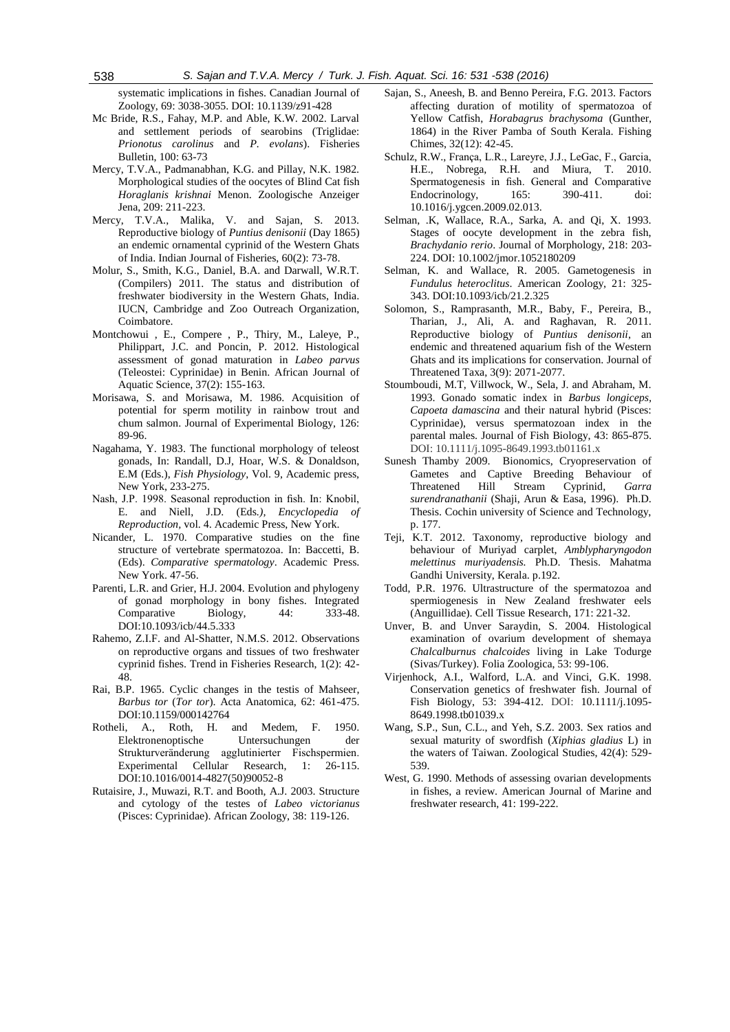systematic implications in fishes. Canadian Journal of Zoology, 69: 3038-3055. DOI: 10.1139/z91-428

Mc Bride, R.S., Fahay, M.P. and Able, K.W. 2002. Larval and settlement periods of searobins (Triglidae: *Prionotus carolinus* and *P. evolans*). Fisheries Bulletin, 100: 63-73

Mercy, T.V.A., Padmanabhan, K.G. and Pillay, N.K. 1982. Morphological studies of the oocytes of Blind Cat fish *Horaglanis krishnai* Menon. Zoologische Anzeiger Jena, 209: 211-223.

Mercy, T.V.A., Malika, V. and Sajan, S. 2013. Reproductive biology of *Puntius denisonii* (Day 1865) an endemic ornamental cyprinid of the Western Ghats of India. Indian Journal of Fisheries, 60(2): 73-78.

Molur, S., Smith, K.G., Daniel, B.A. and Darwall, W.R.T. (Compilers) 2011. The status and distribution of freshwater biodiversity in the Western Ghats, India. IUCN, Cambridge and Zoo Outreach Organization, Coimbatore.

Montchowui , E., Compere , P., Thiry, M., Laleye, P., Philippart, J.C. and Poncin, P. 2012. Histological assessment of gonad maturation in *Labeo parvus* (Teleostei: Cyprinidae) in Benin. African Journal of Aquatic Science, 37(2): 155-163.

Morisawa, S. and Morisawa, M. 1986. Acquisition of potential for sperm motility in rainbow trout and chum salmon. Journal of Experimental Biology, 126: 89-96.

Nagahama, Y. 1983. The functional morphology of teleost gonads, In: Randall, D.J, Hoar, W.S. & Donaldson, E.M (Eds.), *Fish Physiology*, Vol. 9, Academic press, New York, 233-275.

Nash, J.P. 1998. Seasonal reproduction in fish. In: Knobil, E. and Niell, J.D. (Eds*.), Encyclopedia of Reproduction*, vol. 4. Academic Press, New York.

Nicander, L. 1970. Comparative studies on the fine structure of vertebrate spermatozoa. In: Baccetti, B. (Eds). *Comparative spermatology*. Academic Press. New York. 47-56.

Parenti, L.R. and Grier, H.J. 2004. Evolution and phylogeny of gonad morphology in bony fishes. Integrated Comparative Biology, 44: 333-48. DOI:10.1093/icb/44.5.333

Rahemo, Z.I.F. and Al-Shatter, N.M.S. 2012. Observations on reproductive organs and tissues of two freshwater cyprinid fishes. Trend in Fisheries Research, 1(2): 42-48.

Rai, B.P. 1965. Cyclic changes in the testis of Mahseer, *Barbus tor* (*Tor tor*). Acta Anatomica, 62: 461-475. DOI:10.1159/000142764

Rotheli, A., Roth, H. and Medem, F. 1950. Elektronenoptische Untersuchungen der Strukturveränderung agglutinierter Fischspermien. Experimental Cellular Research, 1: 26-115. DOI:10.1016/0014-4827(50)90052-8

Rutaisire, J., Muwazi, R.T. and Booth, A.J. 2003. Structure and cytology of the testes of *Labeo victorianus* (Pisces: Cyprinidae). African Zoology, 38: 119-126.

Sajan, S., Aneesh, B. and Benno Pereira, F.G. 2013. Factors affecting duration of motility of spermatozoa of Yellow Catfish, *Horabagrus brachysoma* (Gunther, 1864) in the River Pamba of South Kerala. Fishing Chimes, 32(12): 42-45.

Schulz, R.W., França, L.R., Lareyre, J.J., LeGac, F., Garcia, H.E., Nobrega, R.H. and Miura, T. 2010. Spermatogenesis in fish. General and Comparative Endocrinology, 165: 390-411. doi: 10.1016/j.ygcen.2009.02.013.

Selman, .K, Wallace, R.A., Sarka, A. and Qi, X. 1993. Stages of oocyte development in the zebra fish, *Brachydanio rerio*. Journal of Morphology, 218: 203-224. DOI: 10.1002/jmor.1052180209

Selman, K. and Wallace, R. 2005. Gametogenesis in *Fundulus heteroclitus*. American Zoology, 21: 325-343. DOI:10.1093/icb/21.2.325

Solomon, S., Ramprasanth, M.R., Baby, F., Pereira, B., Tharian, J., Ali, A. and Raghavan, R. 2011. Reproductive biology of *Puntius denisonii*, an endemic and threatened aquarium fish of the Western Ghats and its implications for conservation. Journal of Threatened Taxa, 3(9): 2071-2077.

Stoumboudi, M.T, Villwock, W., Sela, J. and Abraham, M. 1993. Gonado somatic index in *Barbus longiceps*, *Capoeta damascina* and their natural hybrid (Pisces: Cyprinidae), versus spermatozoan index in the parental males. Journal of Fish Biology, 43: 865-875. DOI: 10.1111/j.1095-8649.1993.tb01161.x

Sunesh Thamby 2009. Bionomics, Cryopreservation of Gametes and Captive Breeding Behaviour of Threatened Hill Stream Cyprinid, *Garra surendranathanii* (Shaji, Arun & Easa, 1996). Ph.D. Thesis. Cochin university of Science and Technology, p. 177.

Teji, K.T. 2012. Taxonomy, reproductive biology and behaviour of Muriyad carplet, *Amblypharyngodon melettinus muriyadensis.* Ph.D. Thesis. Mahatma Gandhi University, Kerala. p.192.

Todd, P.R. 1976. Ultrastructure of the spermatozoa and spermiogenesis in New Zealand freshwater eels (Anguillidae). Cell Tissue Research, 171: 221-32.

Unver, B. and Unver Saraydin, S. 2004. Histological examination of ovarium development of shemaya *Chalcalburnus chalcoides* living in Lake Todurge (Sivas/Turkey). Folia Zoologica, 53: 99-106.

Virjenhock, A.I., Walford, L.A. and Vinci, G.K. 1998. Conservation genetics of freshwater fish. Journal of Fish Biology, 53: 394-412. DOI: 10.1111/j.1095-8649.1998.tb01039.x

Wang, S.P., Sun, C.L., and Yeh, S.Z. 2003. Sex ratios and sexual maturity of swordfish (*Xiphias gladius* L) in the waters of Taiwan. Zoological Studies, 42(4): 529-539.

West, G. 1990. Methods of assessing ovarian developments in fishes, a review. American Journal of Marine and freshwater research, 41: 199-222.